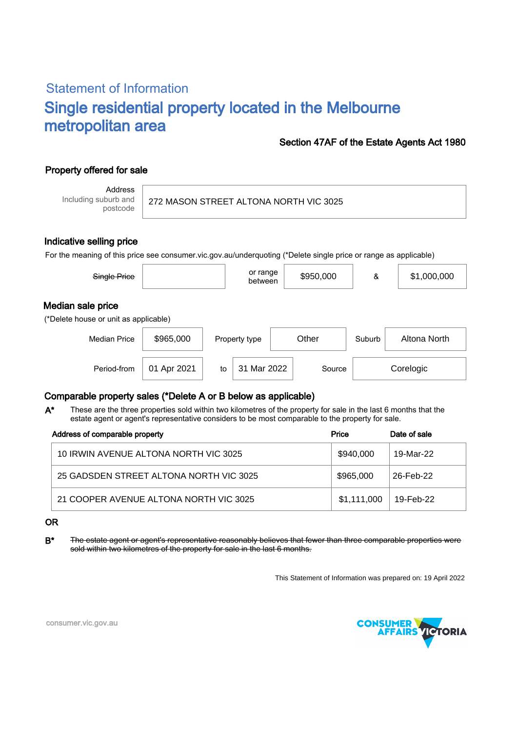## Statement of Information

# Single residential property located in the Melbourne metropolitan area

**Section 47AF of the Estate Agents Act 1980**

### Property offered for sale

| Address Including suburb and postcode | 272 MASON STREET ALTONA NORTH VIC 3025 |
|---|---|

### Indicative selling price

For the meaning of this price see consumer.vic.gov.au/underquoting (*Delete single price or range as applicable)

| ~~Single Price~~ | | or range between | $950,000 | & | $1,000,000 |
|---|---|---|---|---|---|

### Median sale price

(*Delete house or unit as applicable)

| Median Price | $965,000 | Property type | Other | Suburb | Altona North |
|---|---|---|---|---|---|
| Period-from | 01 Apr 2021 | to | 31 Mar 2022 | Source | Corelogic |

### Comparable property sales (*Delete A or B below as applicable)

**A*** These are the three properties sold within two kilometres of the property for sale in the last 6 months that the estate agent or agent's representative considers to be most comparable to the property for sale.

| Address of comparable property | Price | Date of sale |
|---|---|---|
| 10 IRWIN AVENUE ALTONA NORTH VIC 3025 | $940,000 | 19-Mar-22 |
| 25 GADSDEN STREET ALTONA NORTH VIC 3025 | $965,000 | 26-Feb-22 |
| 21 COOPER AVENUE ALTONA NORTH VIC 3025 | $1,111,000 | 19-Feb-22 |

**OR**

**B*** ~~The estate agent or agent's representative reasonably believes that fewer than three comparable properties were sold within two kilometres of the property for sale in the last 6 months.~~

This Statement of Information was prepared on: 19 April 2022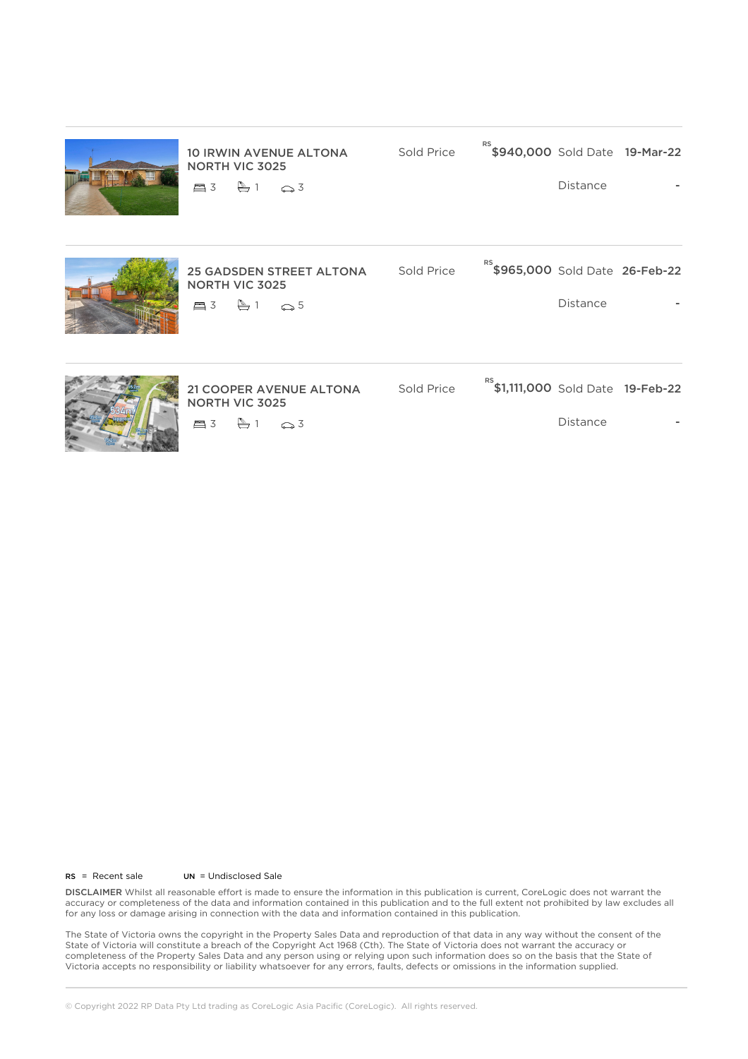| | | | | |
|---|---|---|---|---|
| 10 IRWIN AVENUE ALTONA NORTH VIC 3025<br>3 bed, 1 bath, 3 car | Sold Price | RS $940,000 | Sold Date | 19-Mar-22 |
| | | | Distance | - |
| 25 GADSDEN STREET ALTONA NORTH VIC 3025<br>3 bed, 1 bath, 5 car | Sold Price | RS $965,000 | Sold Date | 26-Feb-22 |
| | | | Distance | - |
| 21 COOPER AVENUE ALTONA NORTH VIC 3025<br>3 bed, 1 bath, 3 car | Sold Price | RS $1,111,000 | Sold Date | 19-Feb-22 |
| | | | Distance | - |

**RS** = Recent sale **UN** = Undisclosed Sale

**DISCLAIMER** Whilst all reasonable effort is made to ensure the information in this publication is current, CoreLogic does not warrant the accuracy or completeness of the data and information contained in this publication and to the full extent not prohibited by law excludes all for any loss or damage arising in connection with the data and information contained in this publication.

The State of Victoria owns the copyright in the Property Sales Data and reproduction of that data in any way without the consent of the State of Victoria will constitute a breach of the Copyright Act 1968 (Cth). The State of Victoria does not warrant the accuracy or completeness of the Property Sales Data and any person using or relying upon such information does so on the basis that the State of Victoria accepts no responsibility or liability whatsoever for any errors, faults, defects or omissions in the information supplied.

© Copyright 2022 RP Data Pty Ltd trading as CoreLogic Asia Pacific (CoreLogic). All rights reserved.